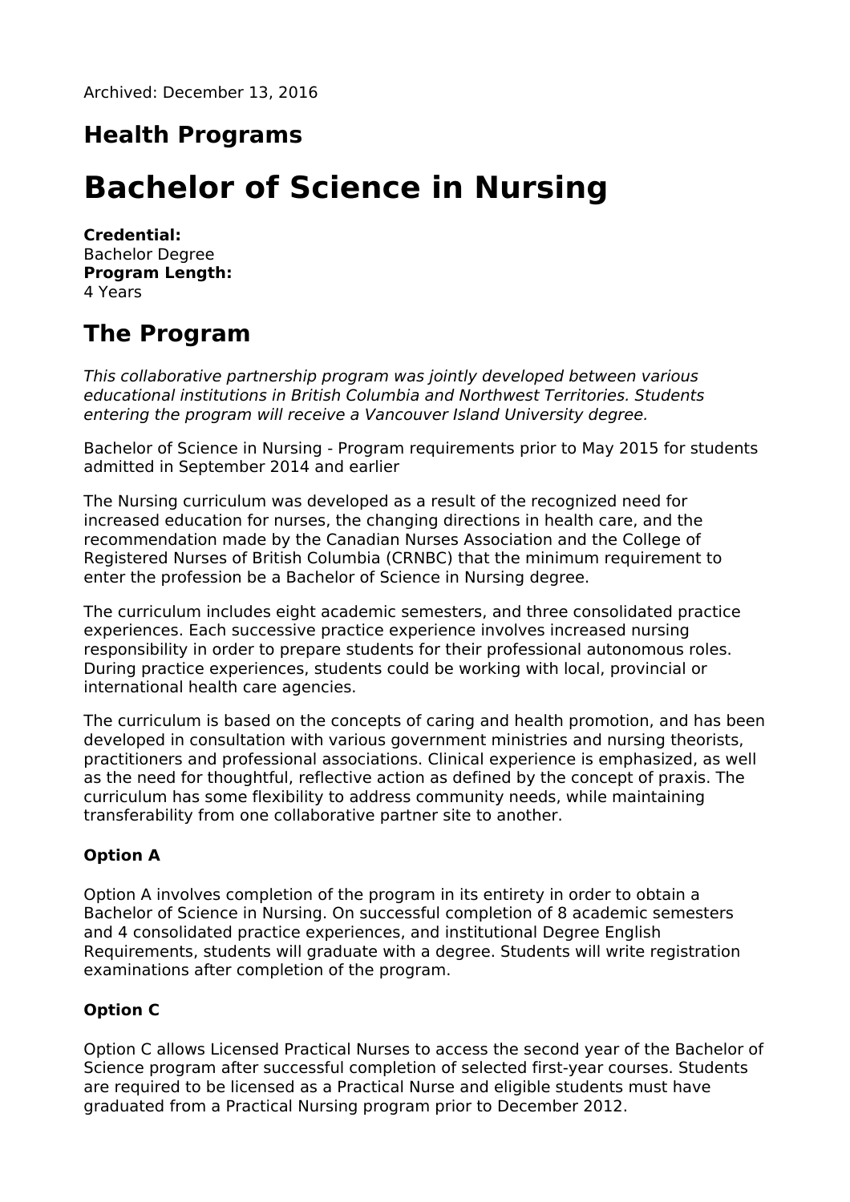Archived: December 13, 2016

## Health Programs

# Bachelor of Science in Nursing

**Credential:**
Bachelor Degree
**Program Length:**
4 Years

## The Program

*This collaborative partnership program was jointly developed between various educational institutions in British Columbia and Northwest Territories. Students entering the program will receive a Vancouver Island University degree.*

Bachelor of Science in Nursing - Program requirements prior to May 2015 for students admitted in September 2014 and earlier

The Nursing curriculum was developed as a result of the recognized need for increased education for nurses, the changing directions in health care, and the recommendation made by the Canadian Nurses Association and the College of Registered Nurses of British Columbia (CRNBC) that the minimum requirement to enter the profession be a Bachelor of Science in Nursing degree.

The curriculum includes eight academic semesters, and three consolidated practice experiences. Each successive practice experience involves increased nursing responsibility in order to prepare students for their professional autonomous roles. During practice experiences, students could be working with local, provincial or international health care agencies.

The curriculum is based on the concepts of caring and health promotion, and has been developed in consultation with various government ministries and nursing theorists, practitioners and professional associations. Clinical experience is emphasized, as well as the need for thoughtful, reflective action as defined by the concept of praxis. The curriculum has some flexibility to address community needs, while maintaining transferability from one collaborative partner site to another.

#### Option A

Option A involves completion of the program in its entirety in order to obtain a Bachelor of Science in Nursing. On successful completion of 8 academic semesters and 4 consolidated practice experiences, and institutional Degree English Requirements, students will graduate with a degree. Students will write registration examinations after completion of the program.

#### Option C

Option C allows Licensed Practical Nurses to access the second year of the Bachelor of Science program after successful completion of selected first-year courses. Students are required to be licensed as a Practical Nurse and eligible students must have graduated from a Practical Nursing program prior to December 2012.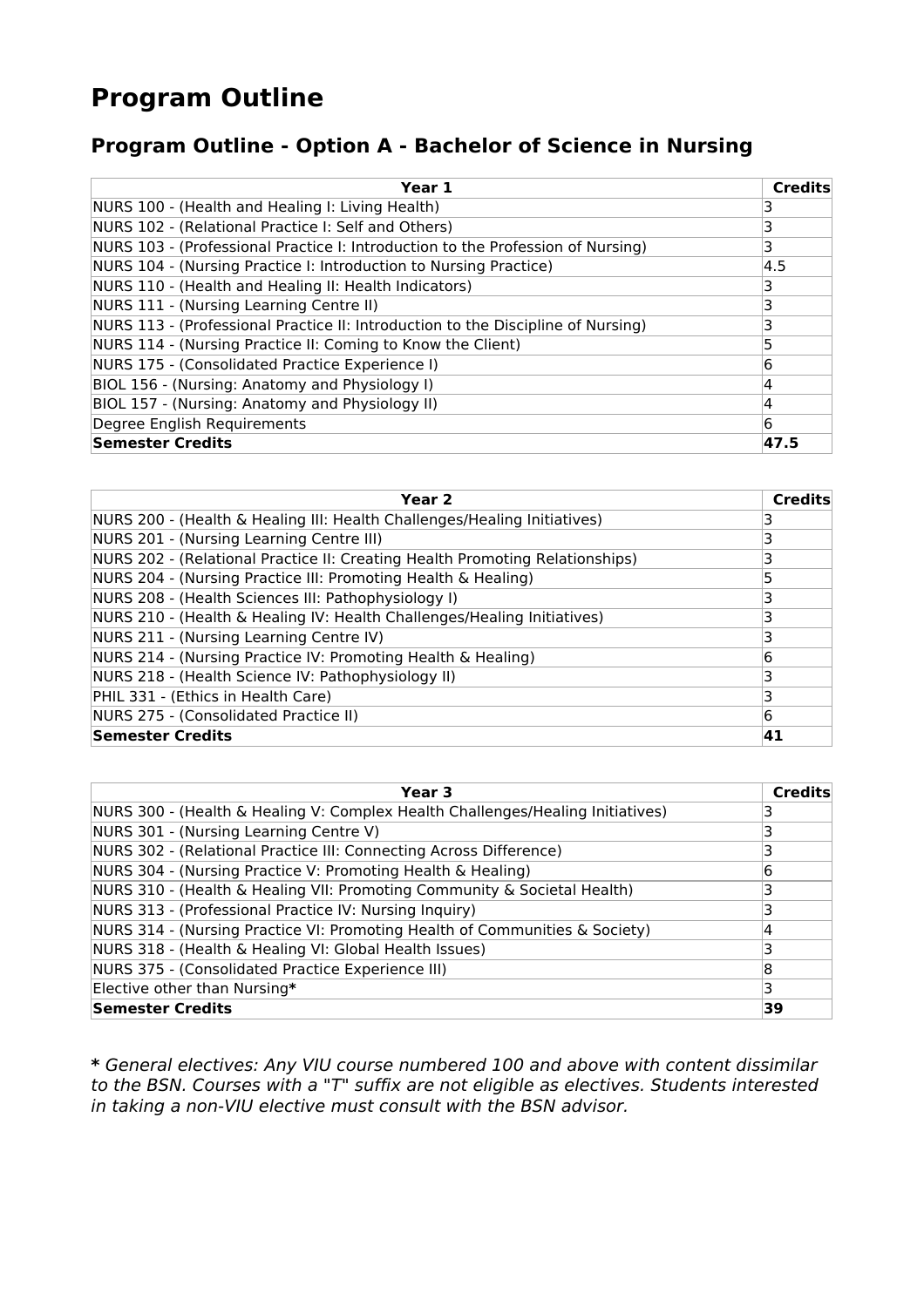# Program Outline

## Program Outline - Option A - Bachelor of Science in Nursing

| Year 1 | Credits |
| --- | --- |
| NURS 100 - (Health and Healing I: Living Health) | 3 |
| NURS 102 - (Relational Practice I: Self and Others) | 3 |
| NURS 103 - (Professional Practice I: Introduction to the Profession of Nursing) | 3 |
| NURS 104 - (Nursing Practice I: Introduction to Nursing Practice) | 4.5 |
| NURS 110 - (Health and Healing II: Health Indicators) | 3 |
| NURS 111 - (Nursing Learning Centre II) | 3 |
| NURS 113 - (Professional Practice II: Introduction to the Discipline of Nursing) | 3 |
| NURS 114 - (Nursing Practice II: Coming to Know the Client) | 5 |
| NURS 175 - (Consolidated Practice Experience I) | 6 |
| BIOL 156 - (Nursing: Anatomy and Physiology I) | 4 |
| BIOL 157 - (Nursing: Anatomy and Physiology II) | 4 |
| Degree English Requirements | 6 |
| **Semester Credits** | **47.5** |

| Year 2 | Credits |
| --- | --- |
| NURS 200 - (Health & Healing III: Health Challenges/Healing Initiatives) | 3 |
| NURS 201 - (Nursing Learning Centre III) | 3 |
| NURS 202 - (Relational Practice II: Creating Health Promoting Relationships) | 3 |
| NURS 204 - (Nursing Practice III: Promoting Health & Healing) | 5 |
| NURS 208 - (Health Sciences III: Pathophysiology I) | 3 |
| NURS 210 - (Health & Healing IV: Health Challenges/Healing Initiatives) | 3 |
| NURS 211 - (Nursing Learning Centre IV) | 3 |
| NURS 214 - (Nursing Practice IV: Promoting Health & Healing) | 6 |
| NURS 218 - (Health Science IV: Pathophysiology II) | 3 |
| PHIL 331 - (Ethics in Health Care) | 3 |
| NURS 275 - (Consolidated Practice II) | 6 |
| **Semester Credits** | **41** |

| Year 3 | Credits |
| --- | --- |
| NURS 300 - (Health & Healing V: Complex Health Challenges/Healing Initiatives) | 3 |
| NURS 301 - (Nursing Learning Centre V) | 3 |
| NURS 302 - (Relational Practice III: Connecting Across Difference) | 3 |
| NURS 304 - (Nursing Practice V: Promoting Health & Healing) | 6 |
| NURS 310 - (Health & Healing VII: Promoting Community & Societal Health) | 3 |
| NURS 313 - (Professional Practice IV: Nursing Inquiry) | 3 |
| NURS 314 - (Nursing Practice VI: Promoting Health of Communities & Society) | 4 |
| NURS 318 - (Health & Healing VI: Global Health Issues) | 3 |
| NURS 375 - (Consolidated Practice Experience III) | 8 |
| Elective other than Nursing**\*** | 3 |
| **Semester Credits** | **39** |

**\*** *General electives: Any VIU course numbered 100 and above with content dissimilar to the BSN. Courses with a "T" suffix are not eligible as electives. Students interested in taking a non-VIU elective must consult with the BSN advisor.*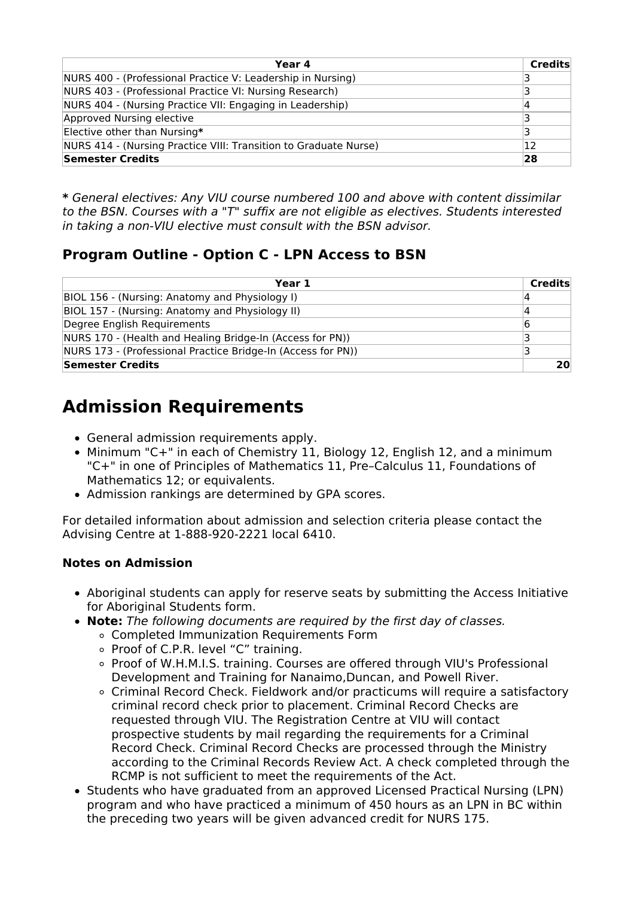| Year 4 | Credits |
|---|---|
| NURS 400 - (Professional Practice V: Leadership in Nursing) | 3 |
| NURS 403 - (Professional Practice VI: Nursing Research) | 3 |
| NURS 404 - (Nursing Practice VII: Engaging in Leadership) | 4 |
| Approved Nursing elective | 3 |
| Elective other than Nursing* | 3 |
| NURS 414 - (Nursing Practice VIII: Transition to Graduate Nurse) | 12 |
| **Semester Credits** | **28** |

**\*** *General electives: Any VIU course numbered 100 and above with content dissimilar to the BSN. Courses with a "T" suffix are not eligible as electives. Students interested in taking a non-VIU elective must consult with the BSN advisor.*

### Program Outline - Option C - LPN Access to BSN

| Year 1 | Credits |
|---|---|
| BIOL 156 - (Nursing: Anatomy and Physiology I) | 4 |
| BIOL 157 - (Nursing: Anatomy and Physiology II) | 4 |
| Degree English Requirements | 6 |
| NURS 170 - (Health and Healing Bridge-In (Access for PN)) | 3 |
| NURS 173 - (Professional Practice Bridge-In (Access for PN)) | 3 |
| **Semester Credits** | **20** |

## Admission Requirements

- General admission requirements apply.
- Minimum "C+" in each of Chemistry 11, Biology 12, English 12, and a minimum "C+" in one of Principles of Mathematics 11, Pre–Calculus 11, Foundations of Mathematics 12; or equivalents.
- Admission rankings are determined by GPA scores.

For detailed information about admission and selection criteria please contact the Advising Centre at 1-888-920-2221 local 6410.

#### Notes on Admission

- Aboriginal students can apply for reserve seats by submitting the Access Initiative for Aboriginal Students form.
- **Note:** *The following documents are required by the first day of classes.*
  - Completed Immunization Requirements Form
  - Proof of C.P.R. level "C" training.
  - Proof of W.H.M.I.S. training. Courses are offered through VIU's Professional Development and Training for Nanaimo,Duncan, and Powell River.
  - Criminal Record Check. Fieldwork and/or practicums will require a satisfactory criminal record check prior to placement. Criminal Record Checks are requested through VIU. The Registration Centre at VIU will contact prospective students by mail regarding the requirements for a Criminal Record Check. Criminal Record Checks are processed through the Ministry according to the Criminal Records Review Act. A check completed through the RCMP is not sufficient to meet the requirements of the Act.
- Students who have graduated from an approved Licensed Practical Nursing (LPN) program and who have practiced a minimum of 450 hours as an LPN in BC within the preceding two years will be given advanced credit for NURS 175.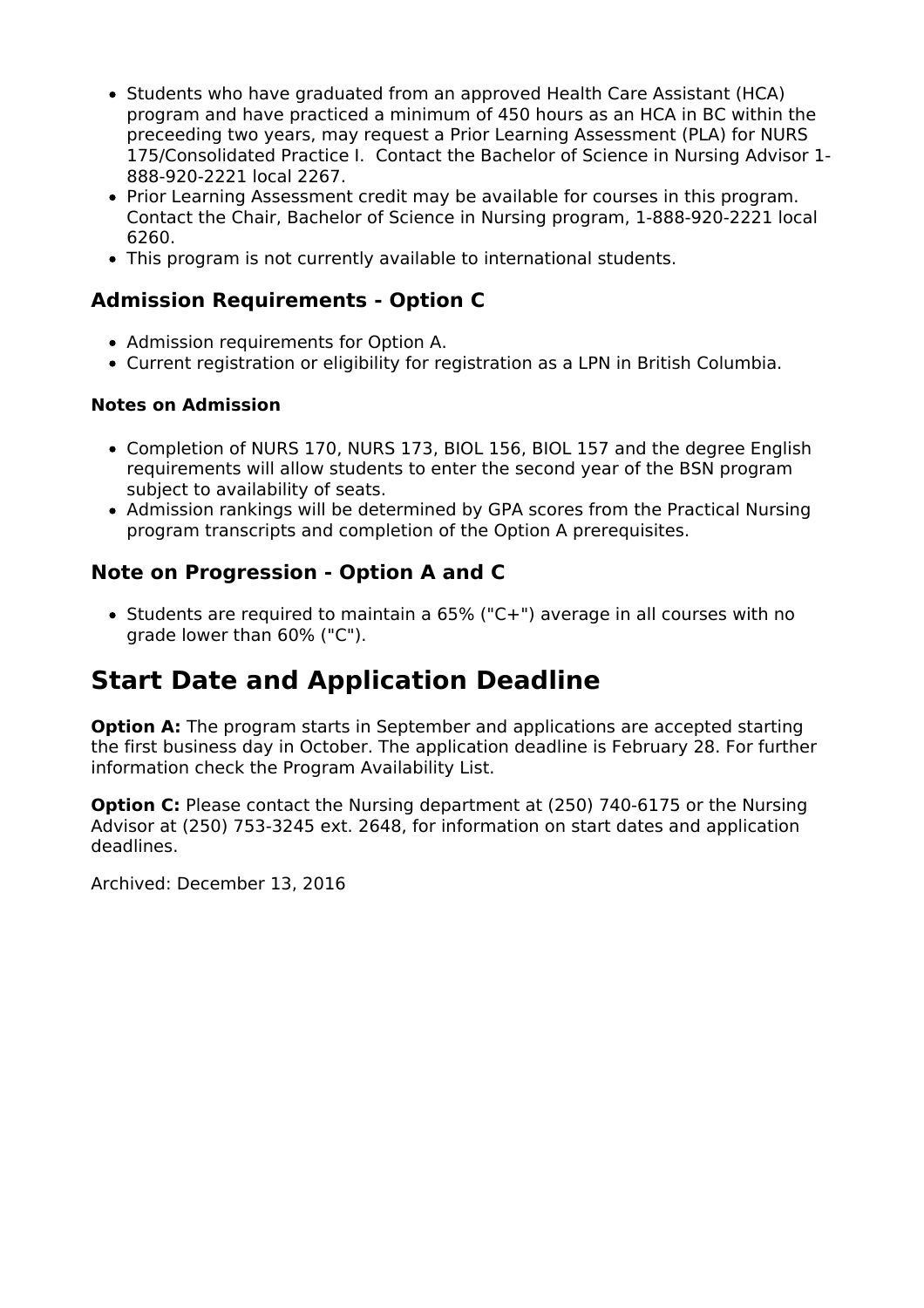- Students who have graduated from an approved Health Care Assistant (HCA) program and have practiced a minimum of 450 hours as an HCA in BC within the preceeding two years, may request a Prior Learning Assessment (PLA) for NURS 175/Consolidated Practice I. Contact the Bachelor of Science in Nursing Advisor 1-888-920-2221 local 2267.
- Prior Learning Assessment credit may be available for courses in this program. Contact the Chair, Bachelor of Science in Nursing program, 1-888-920-2221 local 6260.
- This program is not currently available to international students.

### Admission Requirements - Option C

- Admission requirements for Option A.
- Current registration or eligibility for registration as a LPN in British Columbia.

#### Notes on Admission

- Completion of NURS 170, NURS 173, BIOL 156, BIOL 157 and the degree English requirements will allow students to enter the second year of the BSN program subject to availability of seats.
- Admission rankings will be determined by GPA scores from the Practical Nursing program transcripts and completion of the Option A prerequisites.

### Note on Progression - Option A and C

- Students are required to maintain a 65% ("C+") average in all courses with no grade lower than 60% ("C").

## Start Date and Application Deadline

**Option A:** The program starts in September and applications are accepted starting the first business day in October. The application deadline is February 28. For further information check the Program Availability List.

**Option C:** Please contact the Nursing department at (250) 740-6175 or the Nursing Advisor at (250) 753-3245 ext. 2648, for information on start dates and application deadlines.

Archived: December 13, 2016